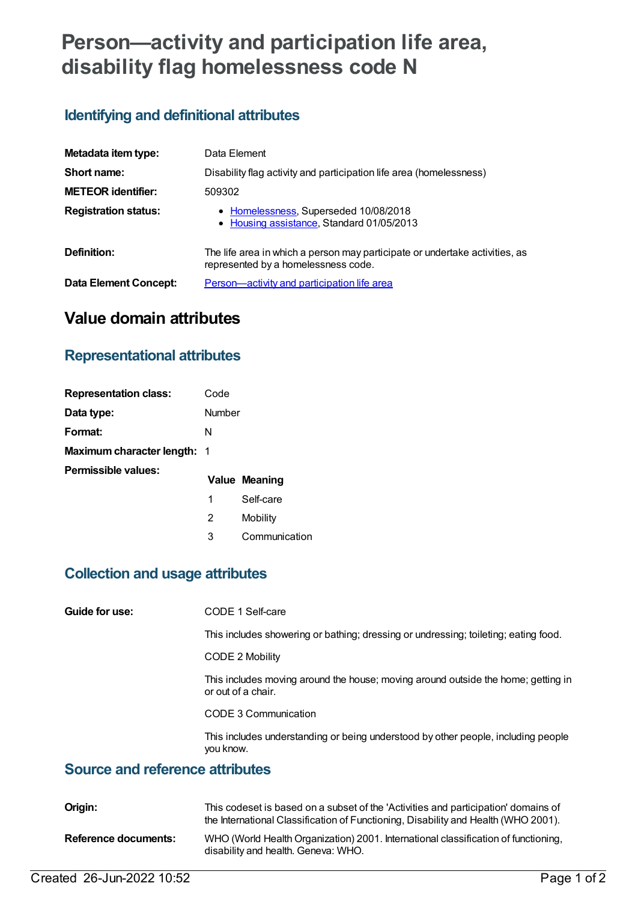# Person—activity and participation life area, disability flag homelessness code N

## Identifying and definitional attributes

| | |
|---|---|
| **Metadata item type:** | Data Element |
| **Short name:** | Disability flag activity and participation life area (homelessness) |
| **METEOR identifier:** | 509302 |
| **Registration status:** | • Homelessness, Superseded 10/08/2018<br>• Housing assistance, Standard 01/05/2013 |
| **Definition:** | The life area in which a person may participate or undertake activities, as represented by a homelessness code. |
| **Data Element Concept:** | Person—activity and participation life area |

# Value domain attributes

## Representational attributes

| | |
|---|---|
| **Representation class:** | Code |
| **Data type:** | Number |
| **Format:** | N |
| **Maximum character length:** | 1 |

**Permissible values:**

| Value | Meaning |
|---|---|
| 1 | Self-care |
| 2 | Mobility |
| 3 | Communication |

## Collection and usage attributes

**Guide for use:**

CODE 1 Self-care

This includes showering or bathing; dressing or undressing; toileting; eating food.

CODE 2 Mobility

This includes moving around the house; moving around outside the home; getting in or out of a chair.

CODE 3 Communication

This includes understanding or being understood by other people, including people you know.

## Source and reference attributes

| | |
|---|---|
| **Origin:** | This codeset is based on a subset of the 'Activities and participation' domains of the International Classification of Functioning, Disability and Health (WHO 2001). |
| **Reference documents:** | WHO (World Health Organization) 2001. International classification of functioning, disability and health. Geneva: WHO. |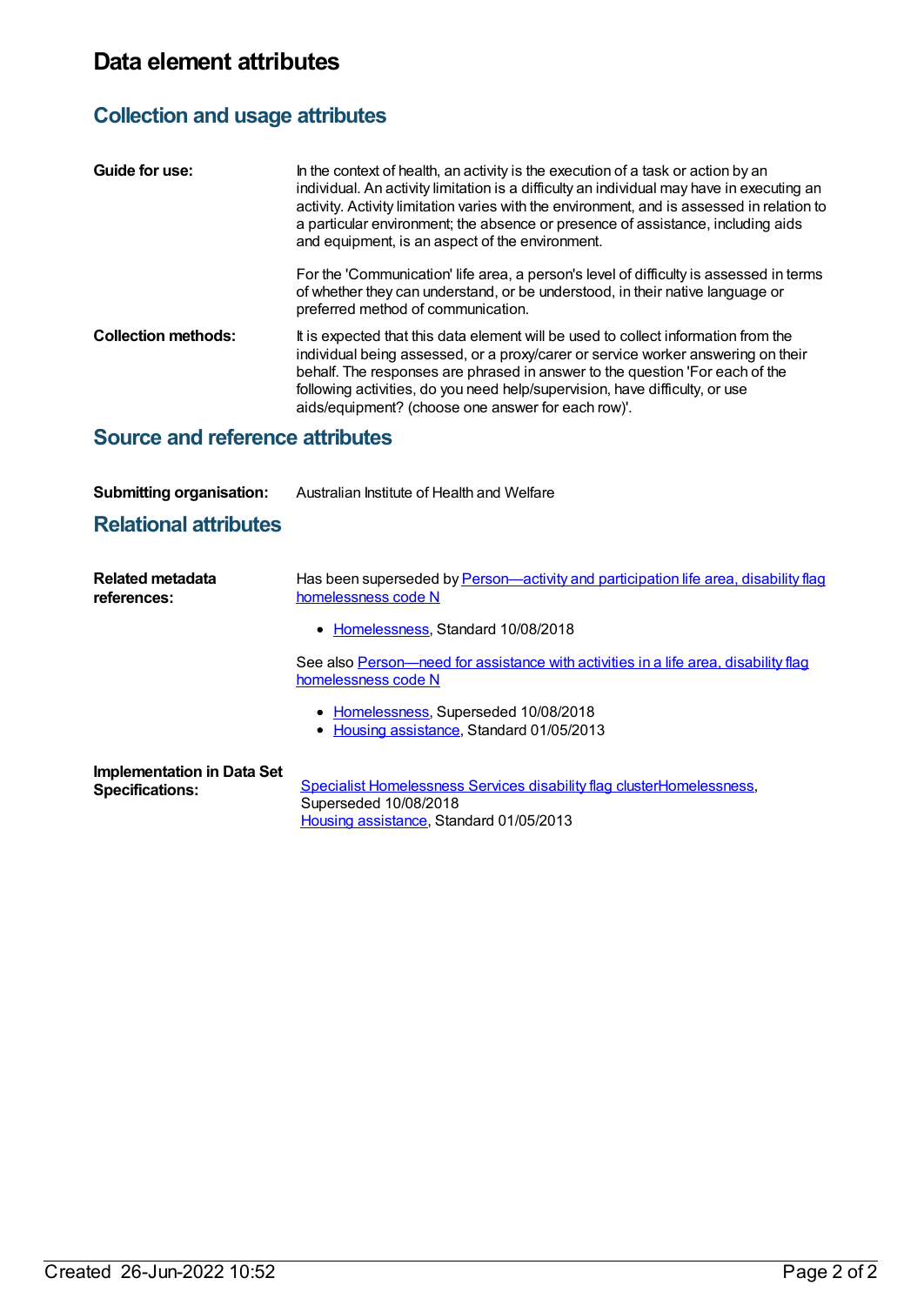# Data element attributes

## Collection and usage attributes

**Guide for use:**

In the context of health, an activity is the execution of a task or action by an individual. An activity limitation is a difficulty an individual may have in executing an activity. Activity limitation varies with the environment, and is assessed in relation to a particular environment; the absence or presence of assistance, including aids and equipment, is an aspect of the environment.

For the 'Communication' life area, a person's level of difficulty is assessed in terms of whether they can understand, or be understood, in their native language or preferred method of communication.

**Collection methods:**

It is expected that this data element will be used to collect information from the individual being assessed, or a proxy/carer or service worker answering on their behalf. The responses are phrased in answer to the question 'For each of the following activities, do you need help/supervision, have difficulty, or use aids/equipment? (choose one answer for each row)'.

## Source and reference attributes

**Submitting organisation:** Australian Institute of Health and Welfare

## Relational attributes

**Related metadata references:**

Has been superseded by Person—activity and participation life area, disability flag homelessness code N

- Homelessness, Standard 10/08/2018

See also Person—need for assistance with activities in a life area, disability flag homelessness code N

- Homelessness, Superseded 10/08/2018
- Housing assistance, Standard 01/05/2013

**Implementation in Data Set Specifications:**

Specialist Homelessness Services disability flag clusterHomelessness, Superseded 10/08/2018
Housing assistance, Standard 01/05/2013